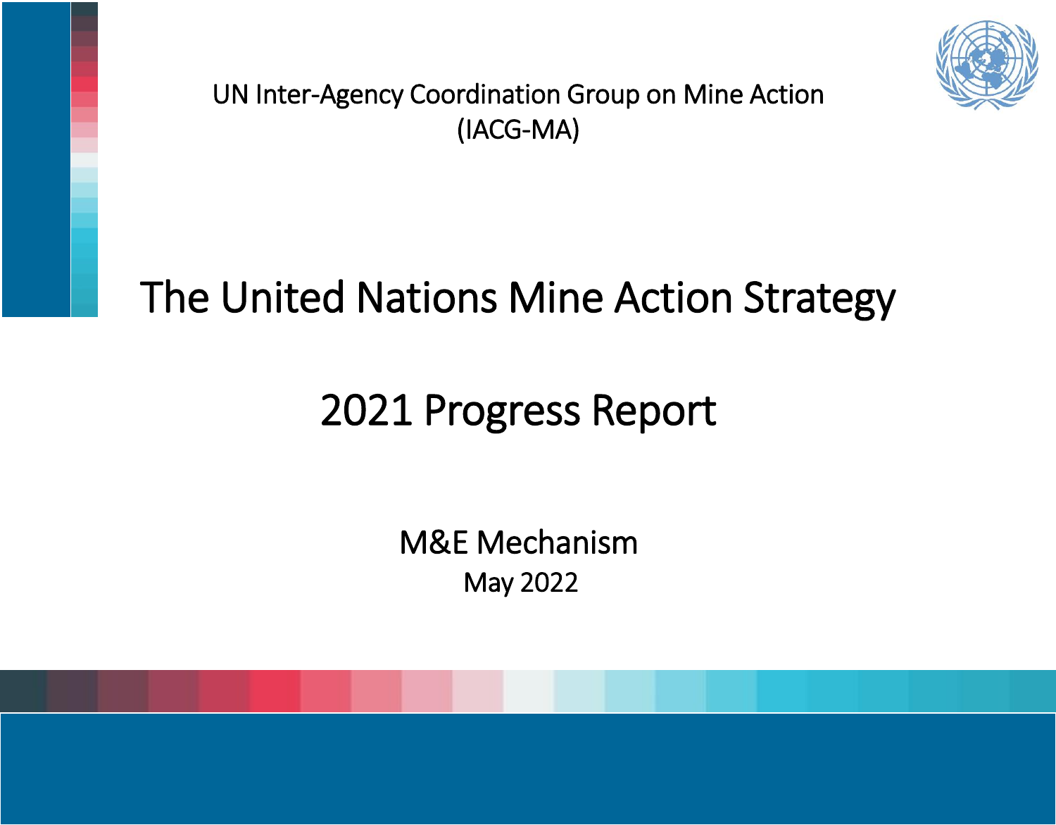UN Inter-Agency Coordination Group on Mine Action
(IACG-MA)

# The United Nations Mine Action Strategy

# 2021 Progress Report

M&E Mechanism

May 2022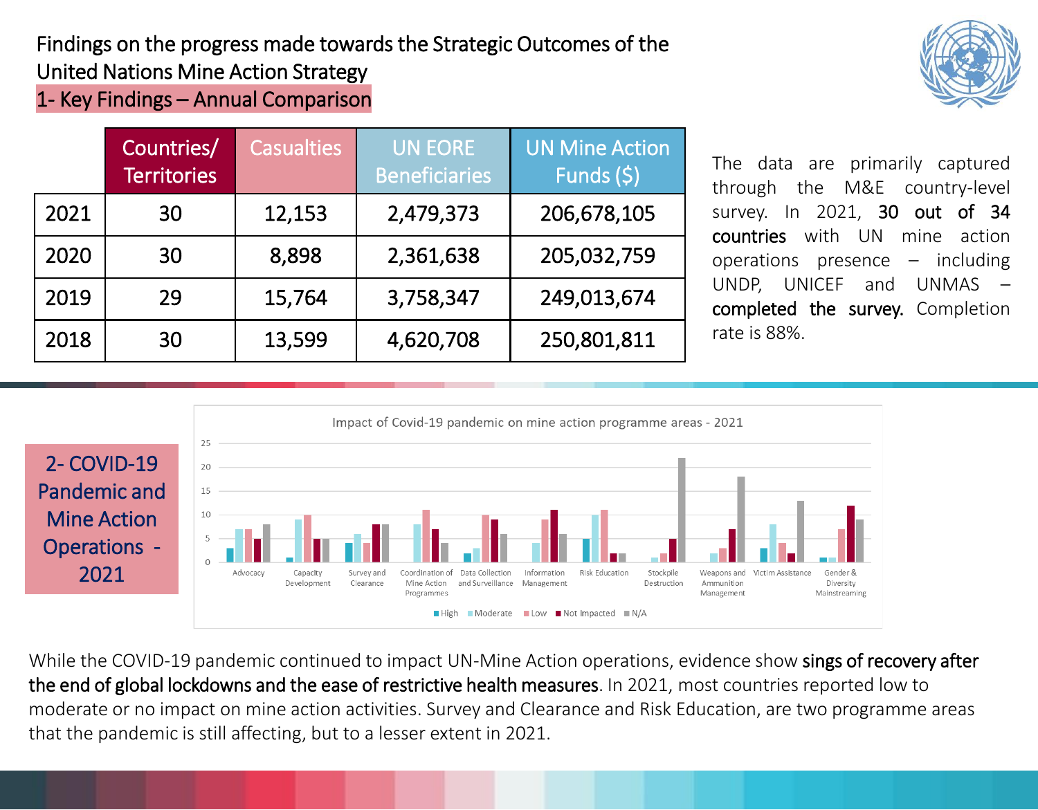# Findings on the progress made towards the Strategic Outcomes of the United Nations Mine Action Strategy

## 1- Key Findings – Annual Comparison

| | Countries/ Territories | Casualties | UN EORE Beneficiaries | UN Mine Action Funds ($) |
|---|---|---|---|---|
| 2021 | 30 | 12,153 | 2,479,373 | 206,678,105 |
| 2020 | 30 | 8,898 | 2,361,638 | 205,032,759 |
| 2019 | 29 | 15,764 | 3,758,347 | 249,013,674 |
| 2018 | 30 | 13,599 | 4,620,708 | 250,801,811 |

The data are primarily captured through the M&E country-level survey. In 2021, **30 out of 34 countries** with UN mine action operations presence – including UNDP, UNICEF and UNMAS – **completed the survey.** Completion rate is 88%.

## 2- COVID-19 Pandemic and Mine Action Operations - 2021

Impact of Covid-19 pandemic on mine action programme areas - 2021

| Programme area | High | Moderate | Low | Not Impacted | N/A |
|---|---|---|---|---|---|
| Advocacy | 3 | 7 | 7 | 5 | 8 |
| Capacity Development | 1 | 9 | 10 | 5 | 5 |
| Survey and Clearance | 4 | 6 | 4 | 8 | 8 |
| Coordination of Mine Action Programmes | 0 | 8 | 11 | 7 | 4 |
| Data Collection and Surveillance | 2 | 3 | 10 | 9 | 6 |
| Information Management | 0 | 4 | 9 | 11 | 6 |
| Risk Education | 5 | 10 | 11 | 2 | 2 |
| Stockpile Destruction | 0 | 1 | 2 | 5 | 22 |
| Weapons and Ammunition Management | 0 | 2 | 3 | 7 | 18 |
| Victim Assistance | 3 | 8 | 4 | 2 | 13 |
| Gender & Diversity Mainstreaming | 1 | 1 | 7 | 12 | 9 |

While the COVID-19 pandemic continued to impact UN-Mine Action operations, evidence show **sings of recovery after the end of global lockdowns and the ease of restrictive health measures**. In 2021, most countries reported low to moderate or no impact on mine action activities. Survey and Clearance and Risk Education, are two programme areas that the pandemic is still affecting, but to a lesser extent in 2021.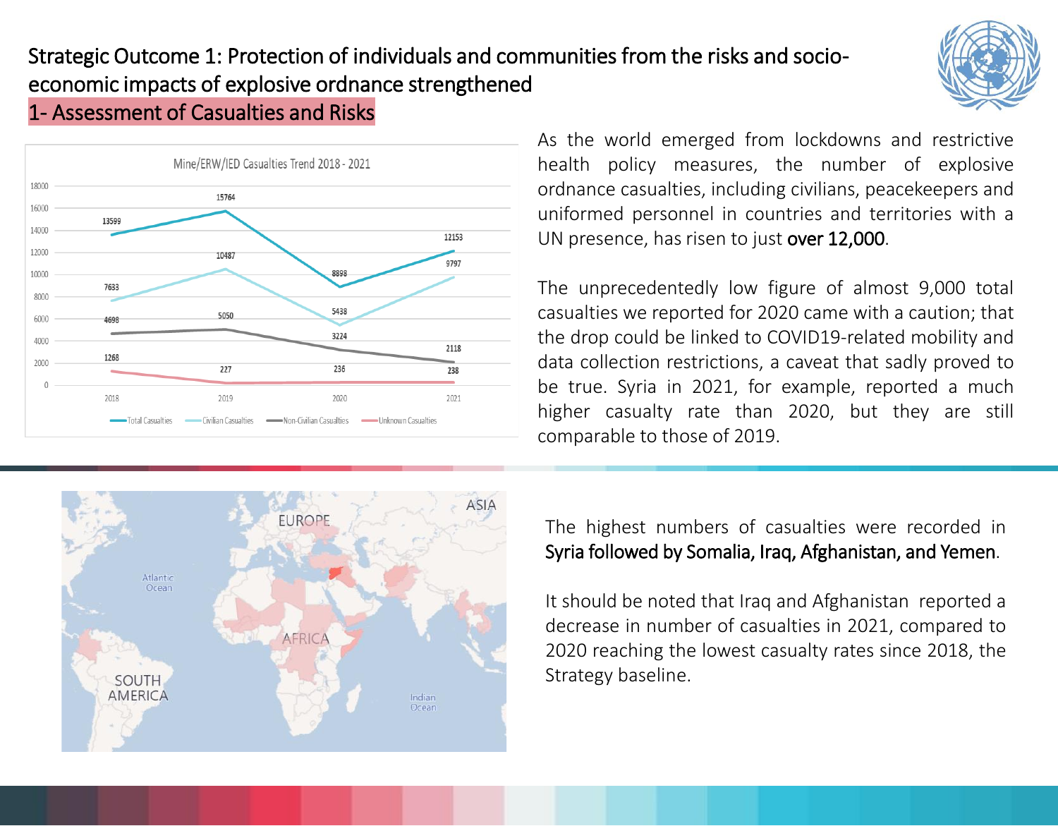# Strategic Outcome 1: Protection of individuals and communities from the risks and socio-economic impacts of explosive ordnance strengthened

## 1- Assessment of Casualties and Risks

As the world emerged from lockdowns and restrictive health policy measures, the number of explosive ordnance casualties, including civilians, peacekeepers and uniformed personnel in countries and territories with a UN presence, has risen to just **over 12,000**.

The unprecedentedly low figure of almost 9,000 total casualties we reported for 2020 came with a caution; that the drop could be linked to COVID19-related mobility and data collection restrictions, a caveat that sadly proved to be true. Syria in 2021, for example, reported a much higher casualty rate than 2020, but they are still comparable to those of 2019.

The highest numbers of casualties were recorded in **Syria followed by Somalia, Iraq, Afghanistan, and Yemen**.

It should be noted that Iraq and Afghanistan reported a decrease in number of casualties in 2021, compared to 2020 reaching the lowest casualty rates since 2018, the Strategy baseline.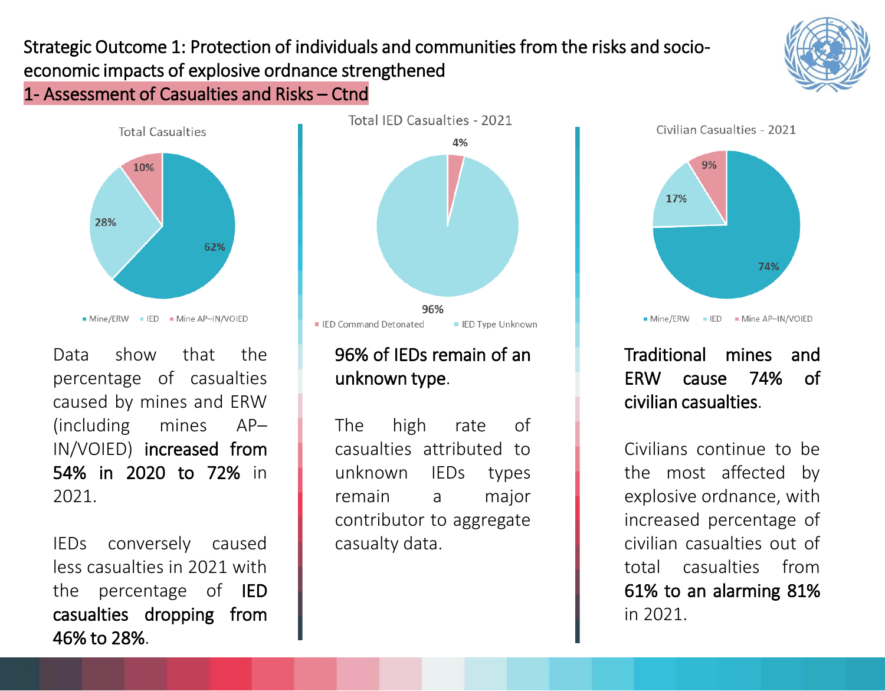## Strategic Outcome 1: Protection of individuals and communities from the risks and socio-economic impacts of explosive ordnance strengthened

### 1- Assessment of Casualties and Risks – Ctnd

**Total Casualties**

| Category | Percentage |
| --- | --- |
| Mine/ERW | 62% |
| IED | 28% |
| Mine AP–IN/VOIED | 10% |

Data show that the percentage of casualties caused by mines and ERW (including mines AP–IN/VOIED) **increased from 54% in 2020 to 72%** in 2021.

IEDs conversely caused less casualties in 2021 with the percentage of **IED casualties dropping from 46% to 28%**.

**Total IED Casualties - 2021**

| Category | Percentage |
| --- | --- |
| IED Command Detonated | 4% |
| IED Type Unknown | 96% |

**96% of IEDs remain of an unknown type**.

The high rate of casualties attributed to unknown IEDs types remain a major contributor to aggregate casualty data.

**Civilian Casualties - 2021**

| Category | Percentage |
| --- | --- |
| Mine/ERW | 74% |
| IED | 17% |
| Mine AP–IN/VOIED | 9% |

**Traditional mines and ERW cause 74% of civilian casualties**.

Civilians continue to be the most affected by explosive ordnance, with increased percentage of civilian casualties out of total casualties from **61% to an alarming 81%** in 2021.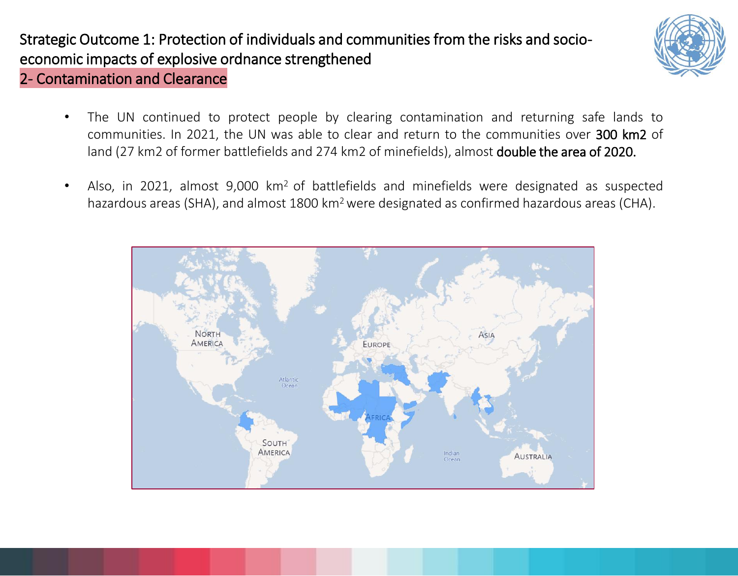# Strategic Outcome 1: Protection of individuals and communities from the risks and socio-economic impacts of explosive ordnance strengthened

## 2- Contamination and Clearance

- The UN continued to protect people by clearing contamination and returning safe lands to communities. In 2021, the UN was able to clear and return to the communities over **300 km2** of land (27 km2 of former battlefields and 274 km2 of minefields), almost **double the area of 2020.**

- Also, in 2021, almost 9,000 km$^2$ of battlefields and minefields were designated as suspected hazardous areas (SHA), and almost 1800 km$^2$ were designated as confirmed hazardous areas (CHA).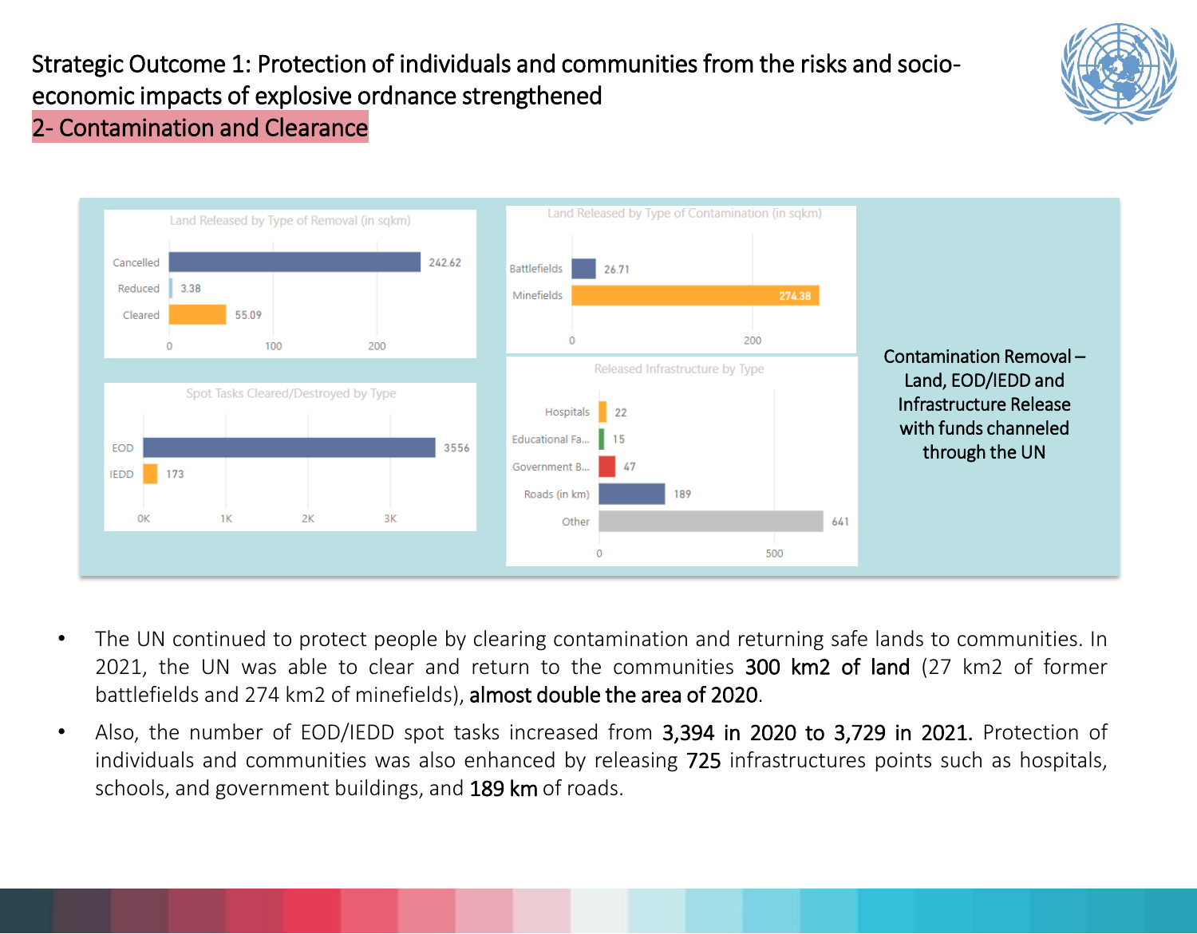# Strategic Outcome 1: Protection of individuals and communities from the risks and socio-economic impacts of explosive ordnance strengthened

## 2- Contamination and Clearance

**Land Released by Type of Removal (in sqkm)**

| Type | sqkm |
| --- | --- |
| Cancelled | 242.62 |
| Reduced | 3.38 |
| Cleared | 55.09 |

**Land Released by Type of Contamination (in sqkm)**

| Type | sqkm |
| --- | --- |
| Battlefields | 26.71 |
| Minefields | 274.38 |

**Spot Tasks Cleared/Destroyed by Type**

| Type | Count |
| --- | --- |
| EOD | 3556 |
| IEDD | 173 |

**Released Infrastructure by Type**

| Type | Count |
| --- | --- |
| Hospitals | 22 |
| Educational Fa... | 15 |
| Government B... | 47 |
| Roads (in km) | 189 |
| Other | 641 |

Contamination Removal – Land, EOD/IEDD and Infrastructure Release with funds channeled through the UN

- The UN continued to protect people by clearing contamination and returning safe lands to communities. In 2021, the UN was able to clear and return to the communities **300 km2 of land** (27 km2 of former battlefields and 274 km2 of minefields), **almost double the area of 2020**.
- Also, the number of EOD/IEDD spot tasks increased from **3,394 in 2020 to 3,729 in 2021.** Protection of individuals and communities was also enhanced by releasing **725** infrastructures points such as hospitals, schools, and government buildings, and **189 km** of roads.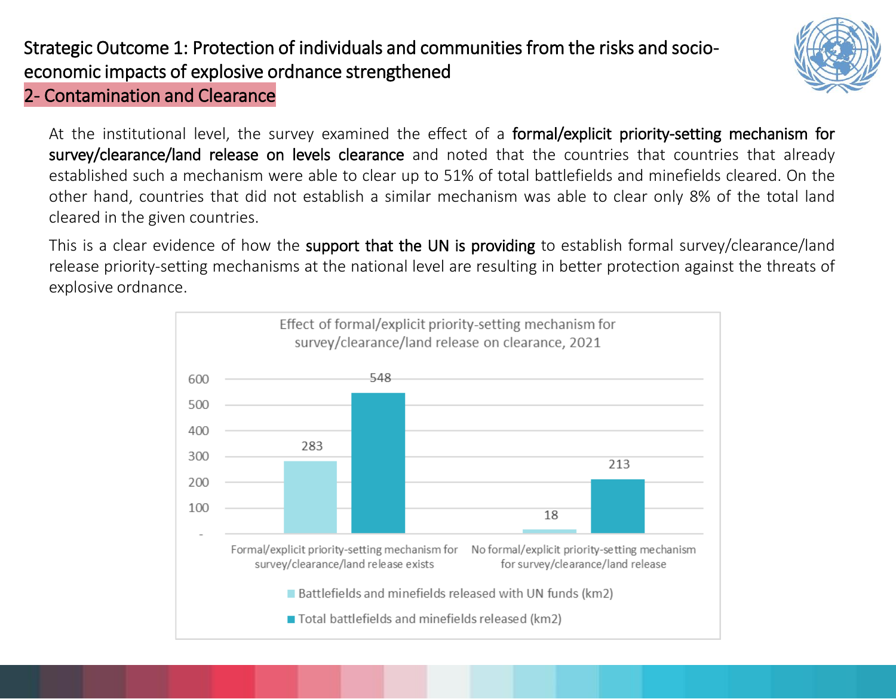## Strategic Outcome 1: Protection of individuals and communities from the risks and socio-economic impacts of explosive ordnance strengthened

### 2- Contamination and Clearance

At the institutional level, the survey examined the effect of a **formal/explicit priority-setting mechanism for survey/clearance/land release on levels clearance** and noted that the countries that countries that already established such a mechanism were able to clear up to 51% of total battlefields and minefields cleared. On the other hand, countries that did not establish a similar mechanism was able to clear only 8% of the total land cleared in the given countries.

This is a clear evidence of how the **support that the UN is providing** to establish formal survey/clearance/land release priority-setting mechanisms at the national level are resulting in better protection against the threats of explosive ordnance.

**Effect of formal/explicit priority-setting mechanism for survey/clearance/land release on clearance, 2021**

| | Battlefields and minefields released with UN funds (km2) | Total battlefields and minefields released (km2) |
|---|---|---|
| Formal/explicit priority-setting mechanism for survey/clearance/land release exists | 283 | 548 |
| No formal/explicit priority-setting mechanism for survey/clearance/land release | 18 | 213 |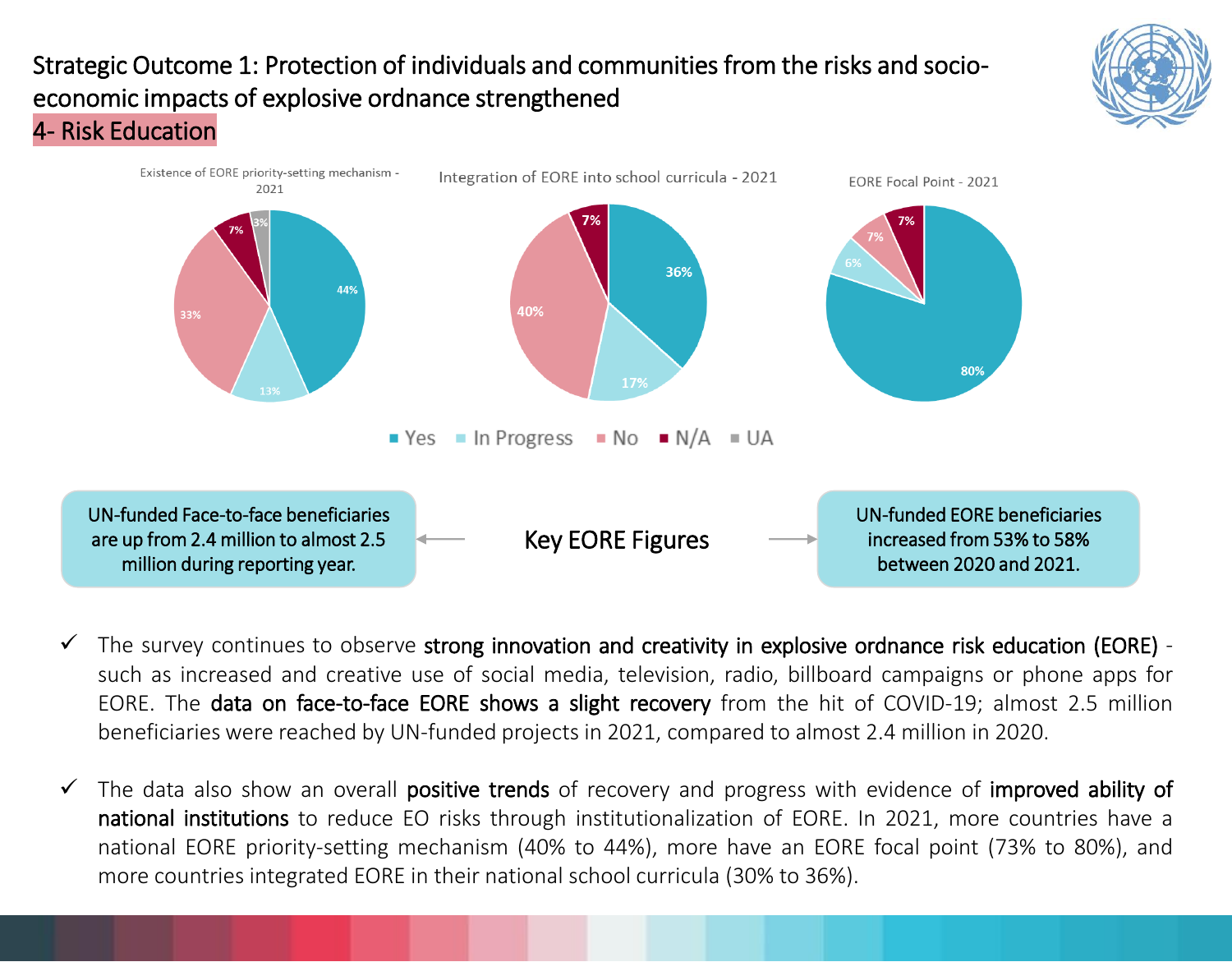# Strategic Outcome 1: Protection of individuals and communities from the risks and socio-economic impacts of explosive ordnance strengthened

## 4- Risk Education

Existence of EORE priority-setting mechanism - 2021

| Yes | In Progress | No | N/A | UA |
|---|---|---|---|---|
| 44% | 13% | 33% | 7% | 3% |

Integration of EORE into school curricula - 2021

| Yes | In Progress | No | N/A |
|---|---|---|---|
| 36% | 17% | 40% | 7% |

EORE Focal Point - 2021

| Yes | In Progress | No | N/A |
|---|---|---|---|
| 80% | 6% | 7% | 7% |

■ Yes ■ In Progress ■ No ■ N/A ■ UA

**Key EORE Figures**

UN-funded Face-to-face beneficiaries are up from 2.4 million to almost 2.5 million during reporting year.

UN-funded EORE beneficiaries increased from 53% to 58% between 2020 and 2021.

- ✓ The survey continues to observe **strong innovation and creativity in explosive ordnance risk education (EORE)** - such as increased and creative use of social media, television, radio, billboard campaigns or phone apps for EORE. The **data on face-to-face EORE shows a slight recovery** from the hit of COVID-19; almost 2.5 million beneficiaries were reached by UN-funded projects in 2021, compared to almost 2.4 million in 2020.

- ✓ The data also show an overall **positive trends** of recovery and progress with evidence of **improved ability of national institutions** to reduce EO risks through institutionalization of EORE. In 2021, more countries have a national EORE priority-setting mechanism (40% to 44%), more have an EORE focal point (73% to 80%), and more countries integrated EORE in their national school curricula (30% to 36%).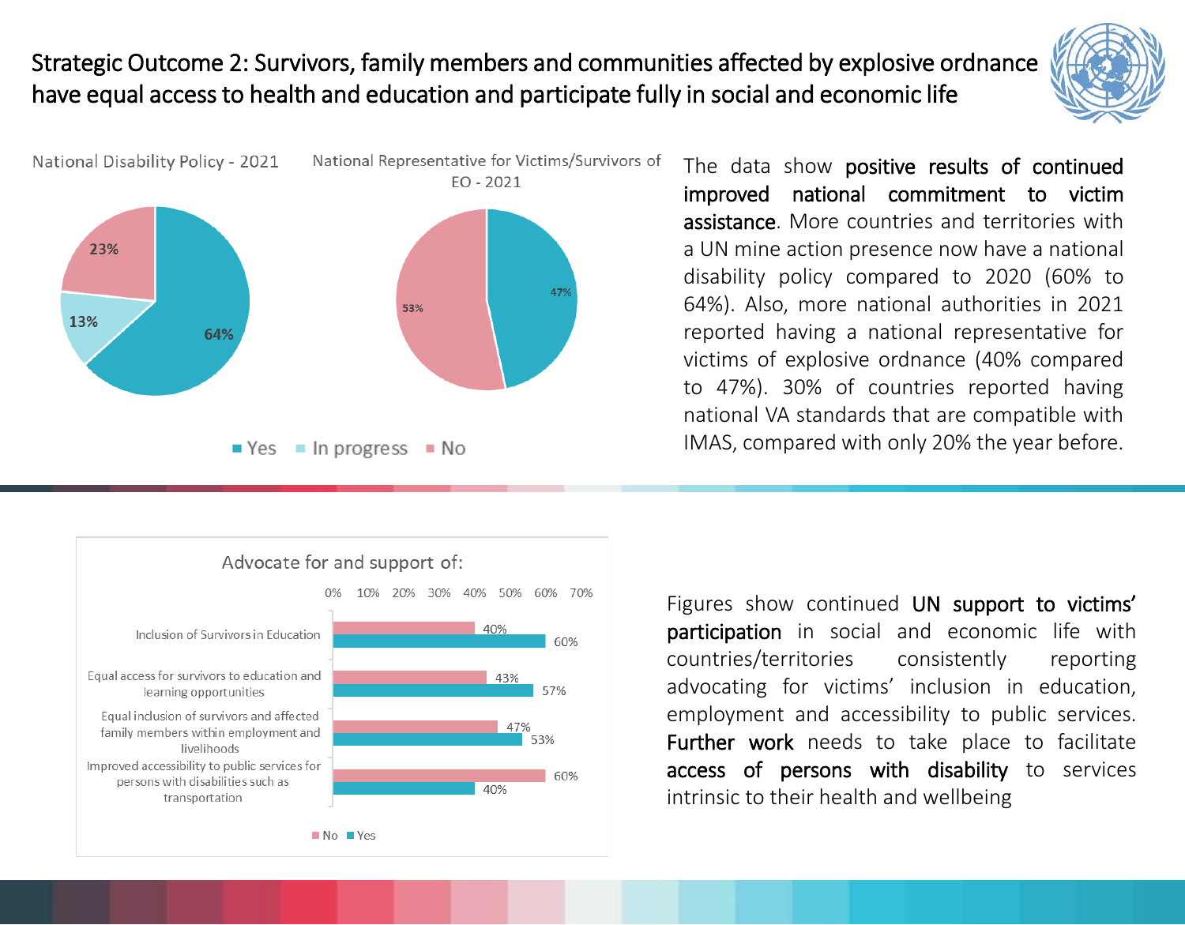# Strategic Outcome 2: Survivors, family members and communities affected by explosive ordnance have equal access to health and education and participate fully in social and economic life

**National Disability Policy - 2021**

| Response | Share |
|---|---|
| Yes | 64% |
| In progress | 13% |
| No | 23% |

**National Representative for Victims/Survivors of EO - 2021**

| Response | Share |
|---|---|
| Yes | 47% |
| No | 53% |

The data show **positive results of continued improved national commitment to victim assistance**. More countries and territories with a UN mine action presence now have a national disability policy compared to 2020 (60% to 64%). Also, more national authorities in 2021 reported having a national representative for victims of explosive ordnance (40% compared to 47%). 30% of countries reported having national VA standards that are compatible with IMAS, compared with only 20% the year before.

**Advocate for and support of:**

| | No | Yes |
|---|---|---|
| Inclusion of Survivors in Education | 40% | 60% |
| Equal access for survivors to education and learning opportunities | 43% | 57% |
| Equal inclusion of survivors and affected family members within employment and livelihoods | 47% | 53% |
| Improved accessibility to public services for persons with disabilities such as transportation | 60% | 40% |

Figures show continued **UN support to victims' participation** in social and economic life with countries/territories consistently reporting advocating for victims' inclusion in education, employment and accessibility to public services. **Further work** needs to take place to facilitate **access of persons with disability** to services intrinsic to their health and wellbeing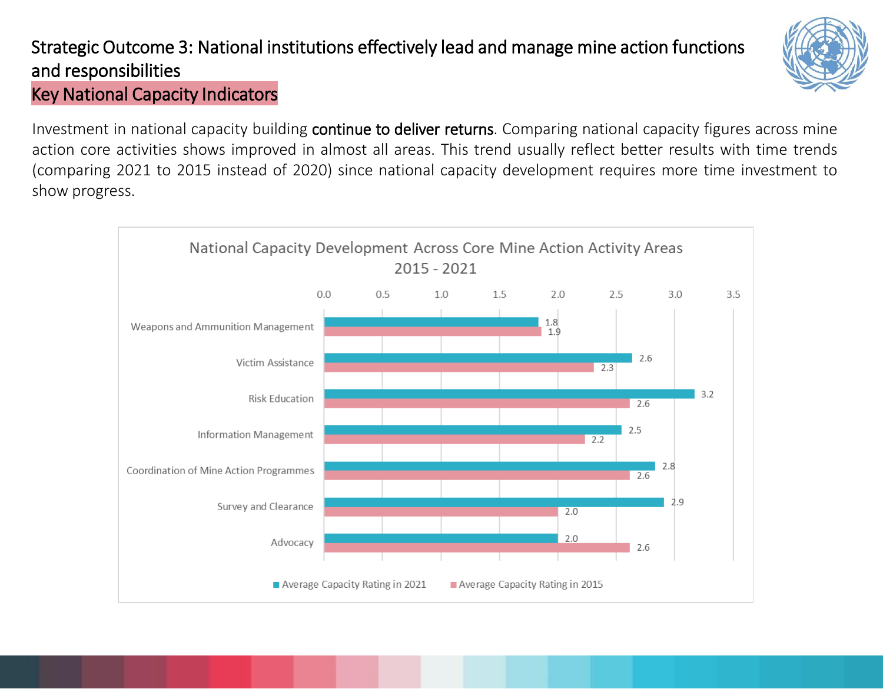# Strategic Outcome 3: National institutions effectively lead and manage mine action functions and responsibilities

## Key National Capacity Indicators

Investment in national capacity building **continue to deliver returns**. Comparing national capacity figures across mine action core activities shows improved in almost all areas. This trend usually reflect better results with time trends (comparing 2021 to 2015 instead of 2020) since national capacity development requires more time investment to show progress.

**National Capacity Development Across Core Mine Action Activity Areas 2015 - 2021**

| Activity Area | Average Capacity Rating in 2021 | Average Capacity Rating in 2015 |
|---|---|---|
| Weapons and Ammunition Management | 1.8 | 1.9 |
| Victim Assistance | 2.6 | 2.3 |
| Risk Education | 3.2 | 2.6 |
| Information Management | 2.5 | 2.2 |
| Coordination of Mine Action Programmes | 2.8 | 2.6 |
| Survey and Clearance | 2.9 | 2.0 |
| Advocacy | 2.0 | 2.6 |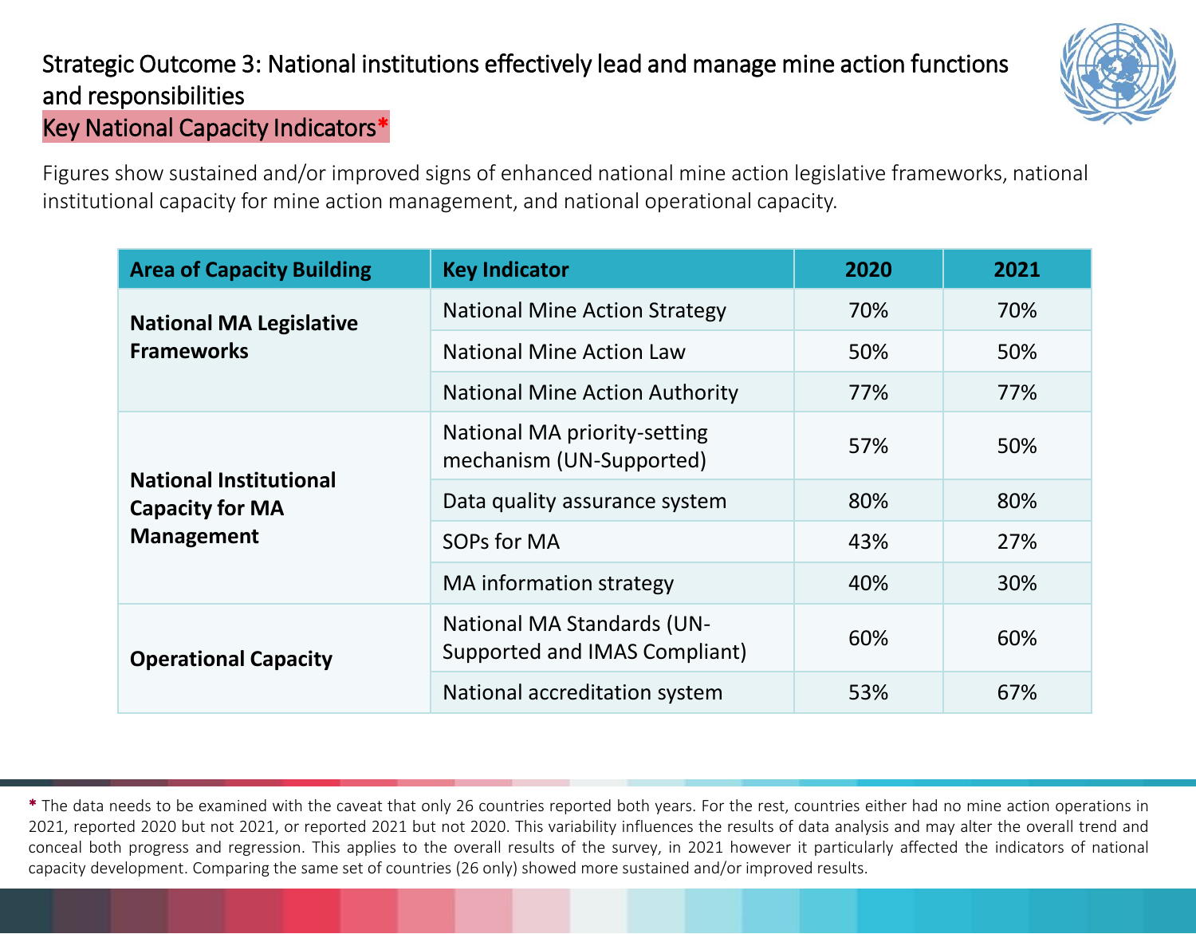# Strategic Outcome 3: National institutions effectively lead and manage mine action functions and responsibilities

## Key National Capacity Indicators*

Figures show sustained and/or improved signs of enhanced national mine action legislative frameworks, national institutional capacity for mine action management, and national operational capacity.

| Area of Capacity Building | Key Indicator | 2020 | 2021 |
|---|---|---|---|
| **National MA Legislative Frameworks** | National Mine Action Strategy | 70% | 70% |
| | National Mine Action Law | 50% | 50% |
| | National Mine Action Authority | 77% | 77% |
| **National Institutional Capacity for MA Management** | National MA priority-setting mechanism (UN-Supported) | 57% | 50% |
| | Data quality assurance system | 80% | 80% |
| | SOPs for MA | 43% | 27% |
| | MA information strategy | 40% | 30% |
| **Operational Capacity** | National MA Standards (UN-Supported and IMAS Compliant) | 60% | 60% |
| | National accreditation system | 53% | 67% |

* The data needs to be examined with the caveat that only 26 countries reported both years. For the rest, countries either had no mine action operations in 2021, reported 2020 but not 2021, or reported 2021 but not 2020. This variability influences the results of data analysis and may alter the overall trend and conceal both progress and regression. This applies to the overall results of the survey, in 2021 however it particularly affected the indicators of national capacity development. Comparing the same set of countries (26 only) showed more sustained and/or improved results.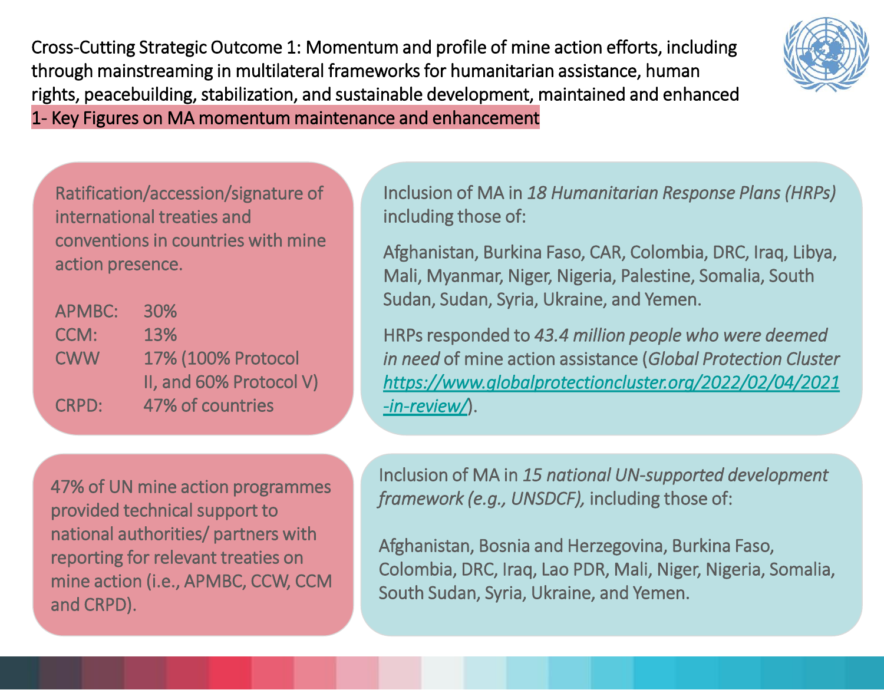## Cross-Cutting Strategic Outcome 1: Momentum and profile of mine action efforts, including through mainstreaming in multilateral frameworks for humanitarian assistance, human rights, peacebuilding, stabilization, and sustainable development, maintained and enhanced

### 1- Key Figures on MA momentum maintenance and enhancement

Ratification/accession/signature of international treaties and conventions in countries with mine action presence.

| | |
|---|---|
| APMBC: | 30% |
| CCM: | 13% |
| CWW | 17% (100% Protocol II, and 60% Protocol V) |
| CRPD: | 47% of countries |

Inclusion of MA in *18 Humanitarian Response Plans (HRPs)* including those of:

Afghanistan, Burkina Faso, CAR, Colombia, DRC, Iraq, Libya, Mali, Myanmar, Niger, Nigeria, Palestine, Somalia, South Sudan, Sudan, Syria, Ukraine, and Yemen.

HRPs responded to *43.4 million people who were deemed in need* of mine action assistance (*Global Protection Cluster* *https://www.globalprotectioncluster.org/2022/02/04/2021-in-review/*).

47% of UN mine action programmes provided technical support to national authorities/ partners with reporting for relevant treaties on mine action (i.e., APMBC, CCW, CCM and CRPD).

Inclusion of MA in *15 national UN-supported development framework (e.g., UNSDCF),* including those of:

Afghanistan, Bosnia and Herzegovina, Burkina Faso, Colombia, DRC, Iraq, Lao PDR, Mali, Niger, Nigeria, Somalia, South Sudan, Syria, Ukraine, and Yemen.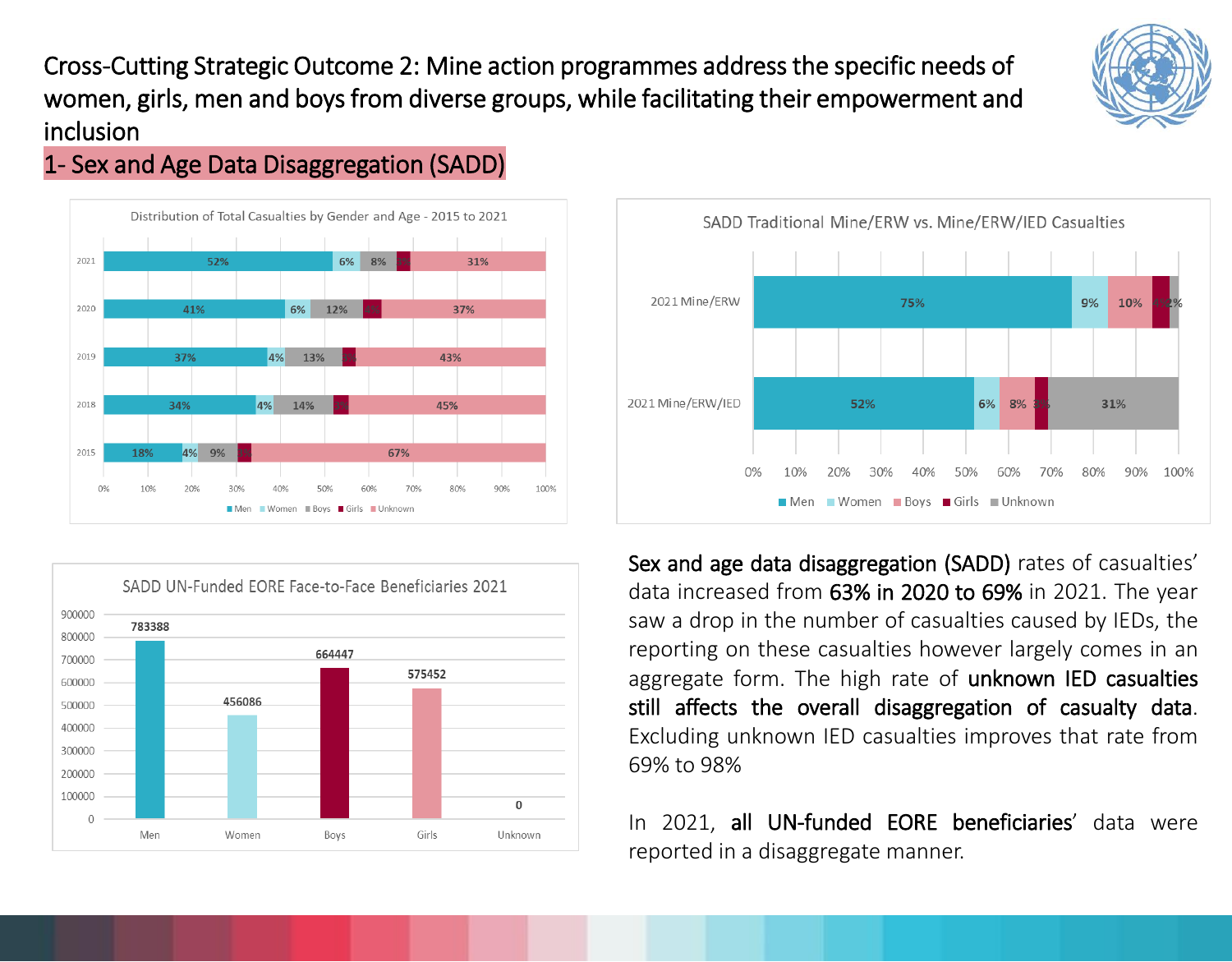# Cross-Cutting Strategic Outcome 2: Mine action programmes address the specific needs of women, girls, men and boys from diverse groups, while facilitating their empowerment and inclusion

## 1- Sex and Age Data Disaggregation (SADD)

**Distribution of Total Casualties by Gender and Age - 2015 to 2021**

| Year | Men | Women | Boys | Girls | Unknown |
|---|---|---|---|---|---|
| 2021 | 52% | 6% | 8% | 3% | 31% |
| 2020 | 41% | 6% | 12% | 4% | 37% |
| 2019 | 37% | 4% | 13% | 3% | 43% |
| 2018 | 34% | 4% | 14% | 3% | 45% |
| 2015 | 18% | 4% | 9% | 3% | 67% |

**SADD Traditional Mine/ERW vs. Mine/ERW/IED Casualties**

| | Men | Women | Boys | Girls | Unknown |
|---|---|---|---|---|---|
| 2021 Mine/ERW | 75% | 9% | 10% | 4% | 2% |
| 2021 Mine/ERW/IED | 52% | 6% | 8% | 3% | 31% |

**SADD UN-Funded EORE Face-to-Face Beneficiaries 2021**

| Men | Women | Boys | Girls | Unknown |
|---|---|---|---|---|
| 783388 | 456086 | 664447 | 575452 | 0 |

**Sex and age data disaggregation (SADD)** rates of casualties' data increased from **63% in 2020 to 69%** in 2021. The year saw a drop in the number of casualties caused by IEDs, the reporting on these casualties however largely comes in an aggregate form. The high rate of **unknown IED casualties still affects the overall disaggregation of casualty data**. Excluding unknown IED casualties improves that rate from 69% to 98%

In 2021, **all UN-funded EORE beneficiaries**' data were reported in a disaggregate manner.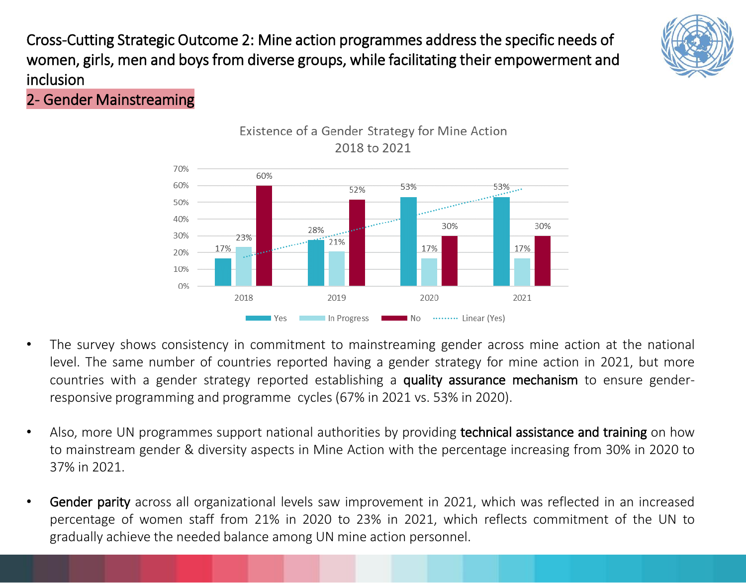# Cross-Cutting Strategic Outcome 2: Mine action programmes address the specific needs of women, girls, men and boys from diverse groups, while facilitating their empowerment and inclusion

## 2- Gender Mainstreaming

Existence of a Gender Strategy for Mine Action
2018 to 2021

70%
60%
50%
40%
30%
20%
10%
0%

2018: 17%, 23%, 60%
2019: 28%, 21%, 52%
2020: 53%, 17%, 30%
2021: 53%, 17%, 30%

Yes · In Progress · No · Linear (Yes)

- The survey shows consistency in commitment to mainstreaming gender across mine action at the national level. The same number of countries reported having a gender strategy for mine action in 2021, but more countries with a gender strategy reported establishing a **quality assurance mechanism** to ensure gender-responsive programming and programme cycles (67% in 2021 vs. 53% in 2020).

- Also, more UN programmes support national authorities by providing **technical assistance and training** on how to mainstream gender & diversity aspects in Mine Action with the percentage increasing from 30% in 2020 to 37% in 2021.

- **Gender parity** across all organizational levels saw improvement in 2021, which was reflected in an increased percentage of women staff from 21% in 2020 to 23% in 2021, which reflects commitment of the UN to gradually achieve the needed balance among UN mine action personnel.